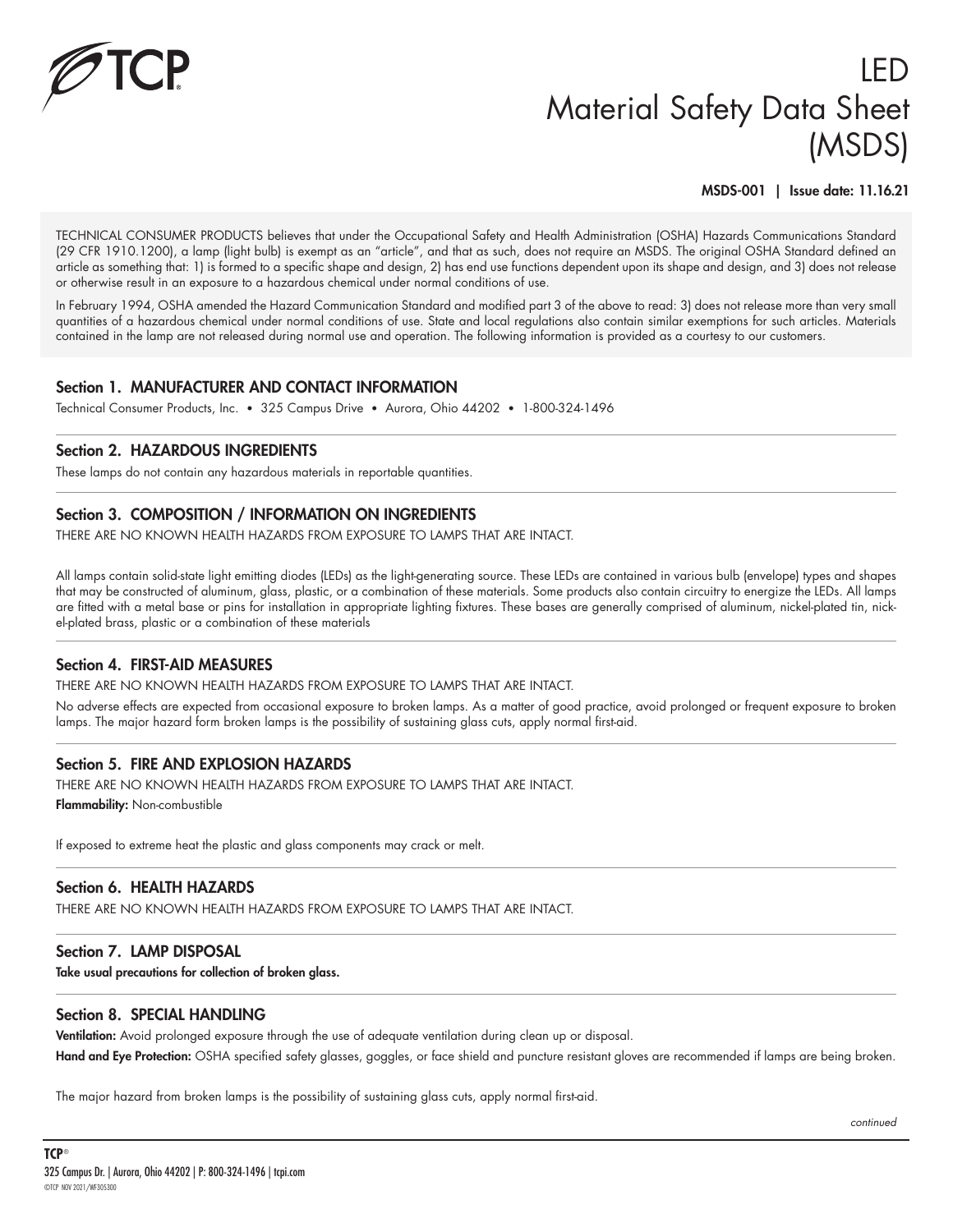# LED Material Safety Data Sheet (MSDS)

**MSDS-001 | Issue date: 11.16.21**

TECHNICAL CONSUMER PRODUCTS believes that under the Occupational Safety and Health Administration (OSHA) Hazards Communications Standard (29 CFR 1910.1200), a lamp (light bulb) is exempt as an "article", and that as such, does not require an MSDS. The original OSHA Standard defined an article as something that: 1) is formed to a specific shape and design, 2) has end use functions dependent upon its shape and design, and 3) does not release or otherwise result in an exposure to a hazardous chemical under normal conditions of use.

In February 1994, OSHA amended the Hazard Communication Standard and modified part 3 of the above to read: 3) does not release more than very small quantities of a hazardous chemical under normal conditions of use. State and local regulations also contain similar exemptions for such articles. Materials contained in the lamp are not released during normal use and operation. The following information is provided as a courtesy to our customers.

## Section 1. MANUFACTURER AND CONTACT INFORMATION

Technical Consumer Products, Inc. • 325 Campus Drive • Aurora, Ohio 44202 • 1-800-324-1496

## Section 2. HAZARDOUS INGREDIENTS

These lamps do not contain any hazardous materials in reportable quantities.

## Section 3. COMPOSITION / INFORMATION ON INGREDIENTS

THERE ARE NO KNOWN HEALTH HAZARDS FROM EXPOSURE TO LAMPS THAT ARE INTACT.

All lamps contain solid-state light emitting diodes (LEDs) as the light-generating source. These LEDs are contained in various bulb (envelope) types and shapes that may be constructed of aluminum, glass, plastic, or a combination of these materials. Some products also contain circuitry to energize the LEDs. All lamps are fitted with a metal base or pins for installation in appropriate lighting fixtures. These bases are generally comprised of aluminum, nickel-plated tin, nickel-plated brass, plastic or a combination of these materials

## Section 4. FIRST-AID MEASURES

THERE ARE NO KNOWN HEALTH HAZARDS FROM EXPOSURE TO LAMPS THAT ARE INTACT.

No adverse effects are expected from occasional exposure to broken lamps. As a matter of good practice, avoid prolonged or frequent exposure to broken lamps. The major hazard form broken lamps is the possibility of sustaining glass cuts, apply normal first-aid.

## Section 5. FIRE AND EXPLOSION HAZARDS

THERE ARE NO KNOWN HEALTH HAZARDS FROM EXPOSURE TO LAMPS THAT ARE INTACT.

**Flammability:** Non-combustible

If exposed to extreme heat the plastic and glass components may crack or melt.

## Section 6. HEALTH HAZARDS

THERE ARE NO KNOWN HEALTH HAZARDS FROM EXPOSURE TO LAMPS THAT ARE INTACT.

## Section 7. LAMP DISPOSAL

**Take usual precautions for collection of broken glass.**

## Section 8. SPECIAL HANDLING

**Ventilation:** Avoid prolonged exposure through the use of adequate ventilation during clean up or disposal.

**Hand and Eye Protection:** OSHA specified safety glasses, goggles, or face shield and puncture resistant gloves are recommended if lamps are being broken.

The major hazard from broken lamps is the possibility of sustaining glass cuts, apply normal first-aid.

*continued*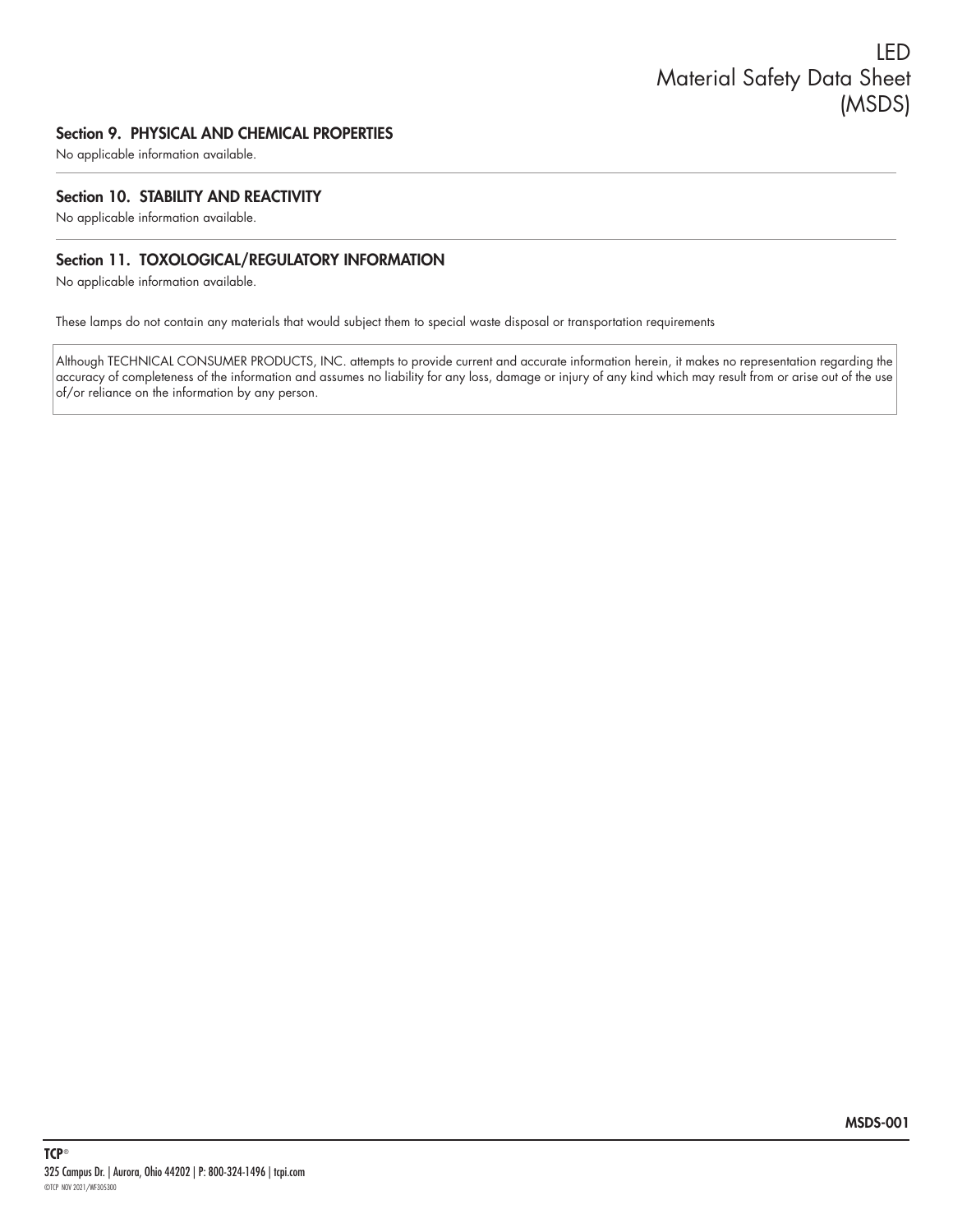## Section 9. PHYSICAL AND CHEMICAL PROPERTIES

No applicable information available.

## Section 10. STABILITY AND REACTIVITY

No applicable information available.

## Section 11. TOXOLOGICAL/REGULATORY INFORMATION

No applicable information available.

These lamps do not contain any materials that would subject them to special waste disposal or transportation requirements

Although TECHNICAL CONSUMER PRODUCTS, INC. attempts to provide current and accurate information herein, it makes no representation regarding the accuracy of completeness of the information and assumes no liability for any loss, damage or injury of any kind which may result from or arise out of the use of/or reliance on the information by any person.

**MSDS-001**

**TCP**®
325 Campus Dr. | Aurora, Ohio 44202 | P: 800-324-1496 | tcpi.com
©TCP NOV 2021/WF305300